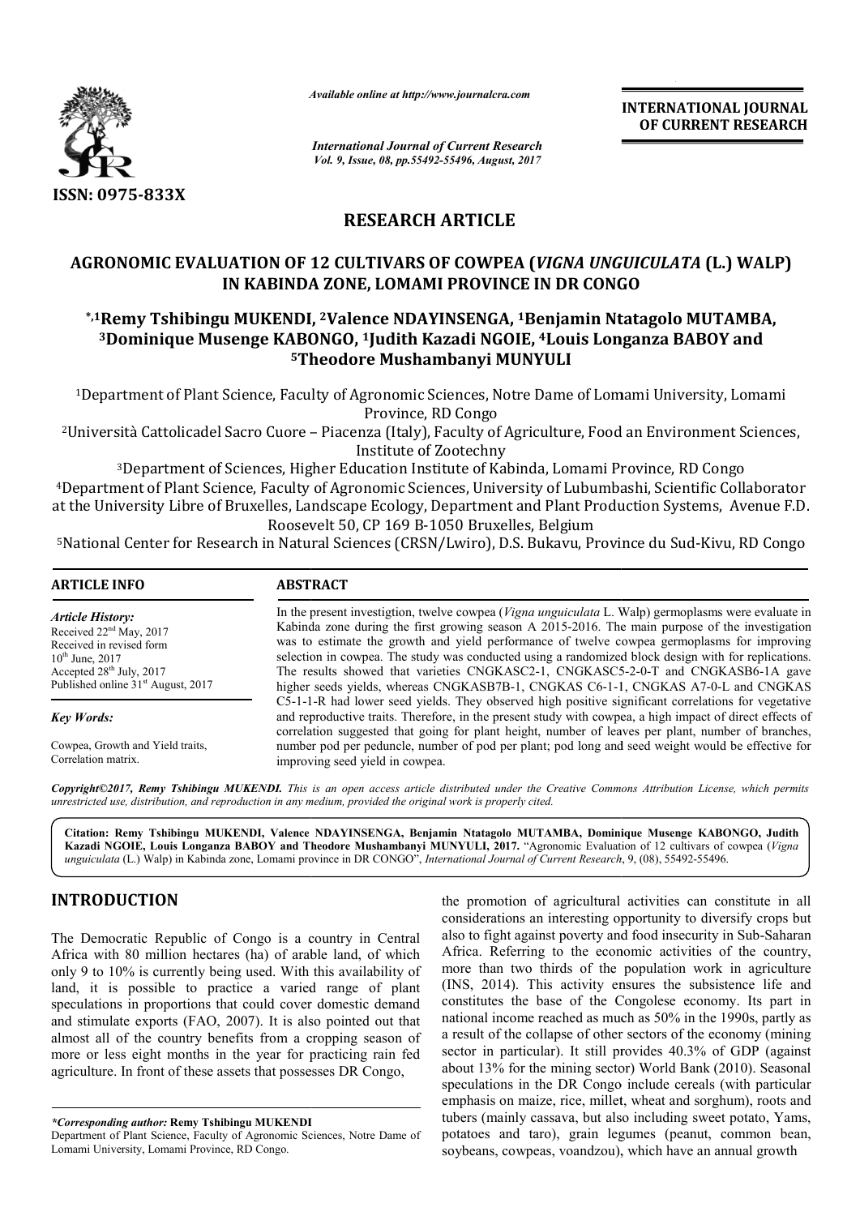*Available online at http://www.journalcra.com*

*International Journal of Current Research*
*Vol. 9, Issue, 08, pp.55492-55496, August, 2017*

**INTERNATIONAL JOURNAL OF CURRENT RESEARCH**

ISSN: 0975-833X

## RESEARCH ARTICLE

# AGRONOMIC EVALUATION OF 12 CULTIVARS OF COWPEA (*VIGNA UNGUICULATA* (L.) WALP) IN KABINDA ZONE, LOMAMI PROVINCE IN DR CONGO

**[*,1]Remy Tshibingu MUKENDI, [2]Valence NDAYINSENGA, [1]Benjamin Ntatagolo MUTAMBA, [3]Dominique Musenge KABONGO, [1]Judith Kazadi NGOIE, [4]Louis Longanza BABOY and [5]Theodore Mushambanyi MUNYULI**

[1]Department of Plant Science, Faculty of Agronomic Sciences, Notre Dame of Lomami University, Lomami Province, RD Congo

[2]Università Cattolicadel Sacro Cuore – Piacenza (Italy), Faculty of Agriculture, Food an Environment Sciences, Institute of Zootechny

[3]Department of Sciences, Higher Education Institute of Kabinda, Lomami Province, RD Congo

[4]Department of Plant Science, Faculty of Agronomic Sciences, University of Lubumbashi, Scientific Collaborator at the University Libre of Bruxelles, Landscape Ecology, Department and Plant Production Systems, Avenue F.D. Roosevelt 50, CP 169 B-1050 Bruxelles, Belgium

[5]National Center for Research in Natural Sciences (CRSN/Lwiro), D.S. Bukavu, Province du Sud-Kivu, RD Congo

**ARTICLE INFO**

*Article History:*
Received 22nd May, 2017
Received in revised form 10th June, 2017
Accepted 28th July, 2017
Published online 31st August, 2017

*Key Words:*
Cowpea, Growth and Yield traits, Correlation matrix.

**ABSTRACT**

In the present investigtion, twelve cowpea (*Vigna unguiculata* L. Walp) germoplasms were evaluate in Kabinda zone during the first growing season A 2015-2016. The main purpose of the investigation was to estimate the growth and yield performance of twelve cowpea germoplasms for improving selection in cowpea. The study was conducted using a randomized block design with for replications. The results showed that varieties CNGKASC2-1, CNGKASC5-2-0-T and CNGKASB6-1A gave higher seeds yields, whereas CNGKASB7B-1, CNGKAS C6-1-1, CNGKAS A7-0-L and CNGKAS C5-1-1-R had lower seed yields. They observed high positive significant correlations for vegetative and reproductive traits. Therefore, in the present study with cowpea, a high impact of direct effects of correlation suggested that going for plant height, number of leaves per plant, number of branches, number pod per peduncle, number of pod per plant; pod long and seed weight would be effective for improving seed yield in cowpea.

***Copyright©2017, Remy Tshibingu MUKENDI.*** *This is an open access article distributed under the Creative Commons Attribution License, which permits unrestricted use, distribution, and reproduction in any medium, provided the original work is properly cited.*

**Citation: Remy Tshibingu MUKENDI, Valence NDAYINSENGA, Benjamin Ntatagolo MUTAMBA, Dominique Musenge KABONGO, Judith Kazadi NGOIE, Louis Longanza BABOY and Theodore Mushambanyi MUNYULI, 2017.** "Agronomic Evaluation of 12 cultivars of cowpea (*Vigna unguiculata* (L.) Walp) in Kabinda zone, Lomami province in DR CONGO", *International Journal of Current Research*, 9, (08), 55492-55496.

## INTRODUCTION

The Democratic Republic of Congo is a country in Central Africa with 80 million hectares (ha) of arable land, of which only 9 to 10% is currently being used. With this availability of land, it is possible to practice a varied range of plant speculations in proportions that could cover domestic demand and stimulate exports (FAO, 2007). It is also pointed out that almost all of the country benefits from a cropping season of more or less eight months in the year for practicing rain fed agriculture. In front of these assets that possesses DR Congo, the promotion of agricultural activities can constitute in all considerations an interesting opportunity to diversify crops but also to fight against poverty and food insecurity in Sub-Saharan Africa. Referring to the economic activities of the country, more than two thirds of the population work in agriculture (INS, 2014). This activity ensures the subsistence life and constitutes the base of the Congolese economy. Its part in national income reached as much as 50% in the 1990s, partly as a result of the collapse of other sectors of the economy (mining sector in particular). It still provides 40.3% of GDP (against about 13% for the mining sector) World Bank (2010). Seasonal speculations in the DR Congo include cereals (with particular emphasis on maize, rice, millet, wheat and sorghum), roots and tubers (mainly cassava, but also including sweet potato, Yams, potatoes and taro), grain legumes (peanut, common bean, soybeans, cowpeas, voandzou), which have an annual growth

*\*Corresponding author:* **Remy Tshibingu MUKENDI**
Department of Plant Science, Faculty of Agronomic Sciences, Notre Dame of Lomami University, Lomami Province, RD Congo.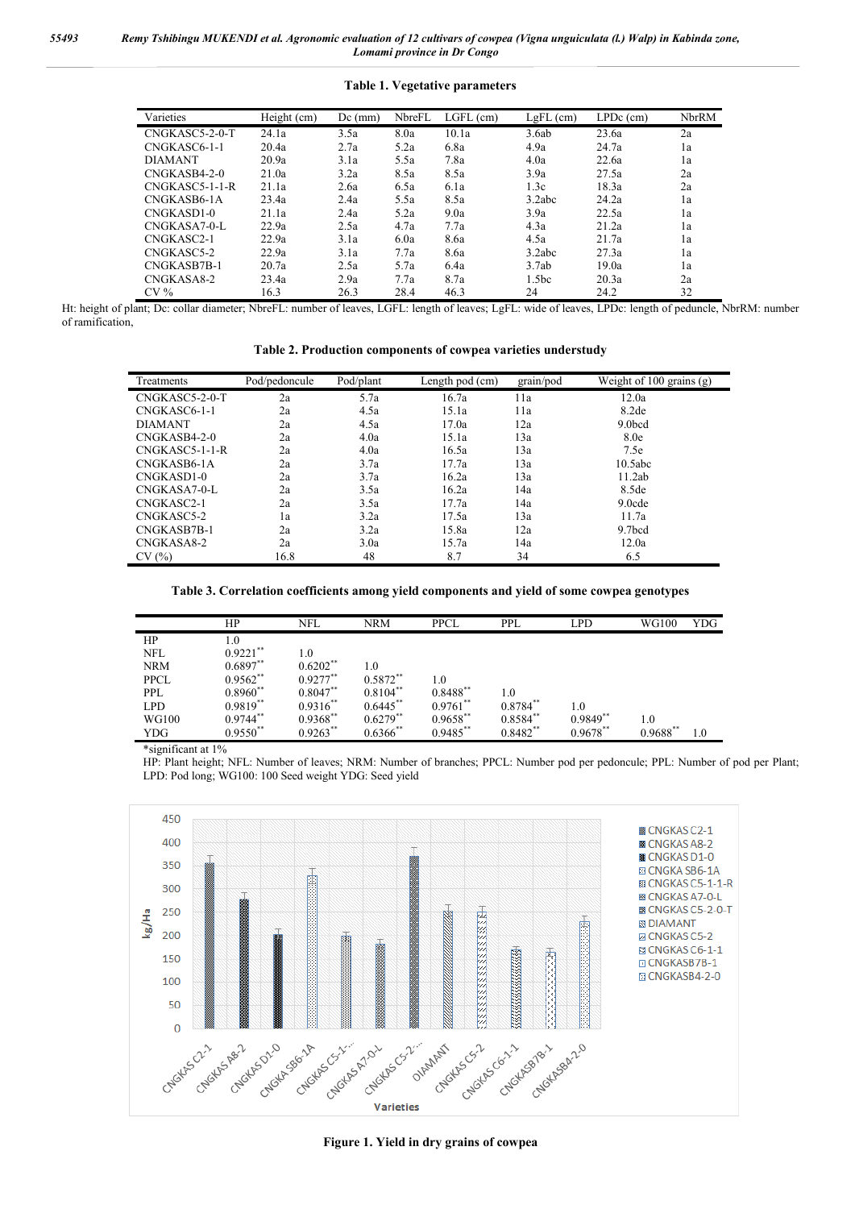**Table 1. Vegetative parameters**

| Varieties | Height (cm) | Dc (mm) | NbreFL | LGFL (cm) | LgFL (cm) | LPDc (cm) | NbrRM |
|---|---|---|---|---|---|---|---|
| CNGKASC5-2-0-T | 24.1a | 3.5a | 8.0a | 10.1a | 3.6ab | 23.6a | 2a |
| CNGKASC6-1-1 | 20.4a | 2.7a | 5.2a | 6.8a | 4.9a | 24.7a | 1a |
| DIAMANT | 20.9a | 3.1a | 5.5a | 7.8a | 4.0a | 22.6a | 1a |
| CNGKASB4-2-0 | 21.0a | 3.2a | 8.5a | 8.5a | 3.9a | 27.5a | 2a |
| CNGKASC5-1-1-R | 21.1a | 2.6a | 6.5a | 6.1a | 1.3c | 18.3a | 2a |
| CNGKASB6-1A | 23.4a | 2.4a | 5.5a | 8.5a | 3.2abc | 24.2a | 1a |
| CNGKASD1-0 | 21.1a | 2.4a | 5.2a | 9.0a | 3.9a | 22.5a | 1a |
| CNGKASA7-0-L | 22.9a | 2.5a | 4.7a | 7.7a | 4.3a | 21.2a | 1a |
| CNGKASC2-1 | 22.9a | 3.1a | 6.0a | 8.6a | 4.5a | 21.7a | 1a |
| CNGKASC5-2 | 22.9a | 3.1a | 7.7a | 8.6a | 3.2abc | 27.3a | 1a |
| CNGKASB7B-1 | 20.7a | 2.5a | 5.7a | 6.4a | 3.7ab | 19.0a | 1a |
| CNGKASA8-2 | 23.4a | 2.9a | 7.7a | 8.7a | 1.5bc | 20.3a | 2a |
| CV % | 16.3 | 26.3 | 28.4 | 46.3 | 24 | 24.2 | 32 |

Ht: height of plant; Dc: collar diameter; NbreFL: number of leaves, LGFL: length of leaves; LgFL: wide of leaves, LPDc: length of peduncle, NbrRM: number of ramification,

**Table 2. Production components of cowpea varieties understudy**

| Treatments | Pod/pedoncule | Pod/plant | Length pod (cm) | grain/pod | Weight of 100 grains (g) |
|---|---|---|---|---|---|
| CNGKASC5-2-0-T | 2a | 5.7a | 16.7a | 11a | 12.0a |
| CNGKASC6-1-1 | 2a | 4.5a | 15.1a | 11a | 8.2de |
| DIAMANT | 2a | 4.5a | 17.0a | 12a | 9.0bcd |
| CNGKASB4-2-0 | 2a | 4.0a | 15.1a | 13a | 8.0e |
| CNGKASC5-1-1-R | 2a | 4.0a | 16.5a | 13a | 7.5e |
| CNGKASB6-1A | 2a | 3.7a | 17.7a | 13a | 10.5abc |
| CNGKASD1-0 | 2a | 3.7a | 16.2a | 13a | 11.2ab |
| CNGKASA7-0-L | 2a | 3.5a | 16.2a | 14a | 8.5de |
| CNGKASC2-1 | 2a | 3.5a | 17.7a | 14a | 9.0cde |
| CNGKASC5-2 | 1a | 3.2a | 17.5a | 13a | 11.7a |
| CNGKASB7B-1 | 2a | 3.2a | 15.8a | 12a | 9.7bcd |
| CNGKASA8-2 | 2a | 3.0a | 15.7a | 14a | 12.0a |
| CV (%) | 16.8 | 48 | 8.7 | 34 | 6.5 |

**Table 3. Correlation coefficients among yield components and yield of some cowpea genotypes**

| | HP | NFL | NRM | PPCL | PPL | LPD | WG100 | YDG |
|---|---|---|---|---|---|---|---|---|
| HP | 1.0 | | | | | | | |
| NFL | 0.9221** | 1.0 | | | | | | |
| NRM | 0.6897** | 0.6202** | 1.0 | | | | | |
| PPCL | 0.9562** | 0.9277** | 0.5872** | 1.0 | | | | |
| PPL | 0.8960** | 0.8047** | 0.8104** | 0.8488** | 1.0 | | | |
| LPD | 0.9819** | 0.9316** | 0.6445** | 0.9761** | 0.8784** | 1.0 | | |
| WG100 | 0.9744** | 0.9368** | 0.6279** | 0.9658** | 0.8584** | 0.9849** | 1.0 | |
| YDG | 0.9550** | 0.9263** | 0.6366** | 0.9485** | 0.8482** | 0.9678** | 0.9688** | 1.0 |

*significant at 1%

HP: Plant height; NFL: Number of leaves; NRM: Number of branches; PPCL: Number pod per peduncle; PPL: Number of pod per Plant; LPD: Pod long; WG100: 100 Seed weight YDG: Seed yield

**Figure 1. Yield in dry grains of cowpea**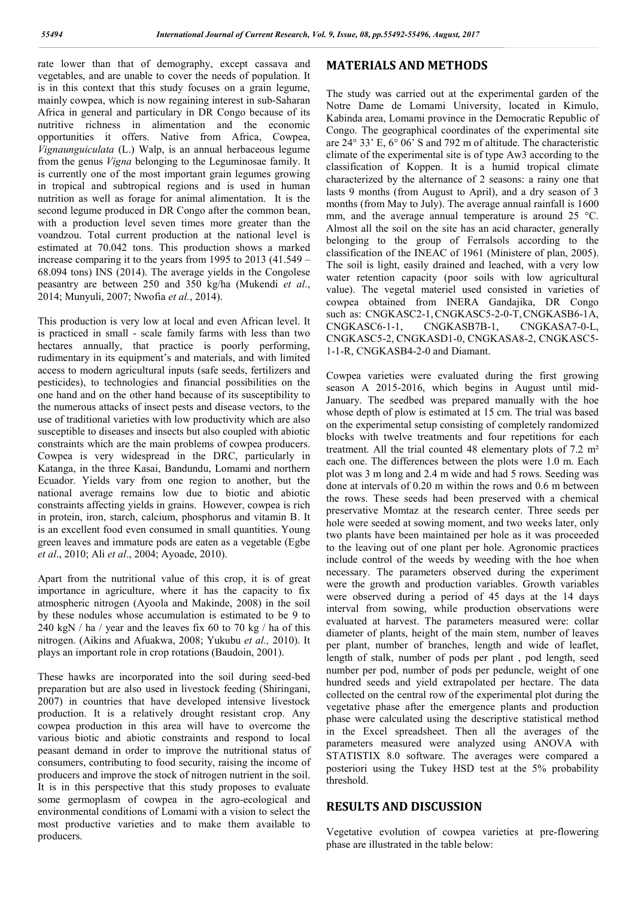rate lower than that of demography, except cassava and vegetables, and are unable to cover the needs of population. It is in this context that this study focuses on a grain legume, mainly cowpea, which is now regaining interest in sub-Saharan Africa in general and particulary in DR Congo because of its nutritive richness in alimentation and the economic opportunities it offers. Native from Africa, Cowpea, *Vignaunguiculata* (L.) Walp, is an annual herbaceous legume from the genus *Vigna* belonging to the Leguminosae family. It is currently one of the most important grain legumes growing in tropical and subtropical regions and is used in human nutrition as well as forage for animal alimentation. It is the second legume produced in DR Congo after the common bean, with a production level seven times more greater than the voandzou. Total current production at the national level is estimated at 70.042 tons. This production shows a marked increase comparing it to the years from 1995 to 2013 (41.549 – 68.094 tons) INS (2014). The average yields in the Congolese peasantry are between 250 and 350 kg/ha (Mukendi *et al*., 2014; Munyuli, 2007; Nwofia *et al.*, 2014).

This production is very low at local and even African level. It is practiced in small - scale family farms with less than two hectares annually, that practice is poorly performing, rudimentary in its equipment's and materials, and with limited access to modern agricultural inputs (safe seeds, fertilizers and pesticides), to technologies and financial possibilities on the one hand and on the other hand because of its susceptibility to the numerous attacks of insect pests and disease vectors, to the use of traditional varieties with low productivity which are also susceptible to diseases and insects but also coupled with abiotic constraints which are the main problems of cowpea producers. Cowpea is very widespread in the DRC, particularly in Katanga, in the three Kasai, Bandundu, Lomami and northern Ecuador. Yields vary from one region to another, but the national average remains low due to biotic and abiotic constraints affecting yields in grains. However, cowpea is rich in protein, iron, starch, calcium, phosphorus and vitamin B. It is an excellent food even consumed in small quantities. Young green leaves and immature pods are eaten as a vegetable (Egbe *et al*., 2010; Ali *et al*., 2004; Ayoade, 2010).

Apart from the nutritional value of this crop, it is of great importance in agriculture, where it has the capacity to fix atmospheric nitrogen (Ayoola and Makinde, 2008) in the soil by these nodules whose accumulation is estimated to be 9 to 240 kgN / ha / year and the leaves fix 60 to 70 kg / ha of this nitrogen. (Aikins and Afuakwa, 2008; Yukubu *et al.,* 2010). It plays an important role in crop rotations (Baudoin, 2001).

These hawks are incorporated into the soil during seed-bed preparation but are also used in livestock feeding (Shiringani, 2007) in countries that have developed intensive livestock production. It is a relatively drought resistant crop. Any cowpea production in this area will have to overcome the various biotic and abiotic constraints and respond to local peasant demand in order to improve the nutritional status of consumers, contributing to food security, raising the income of producers and improve the stock of nitrogen nutrient in the soil. It is in this perspective that this study proposes to evaluate some germoplasm of cowpea in the agro-ecological and environmental conditions of Lomami with a vision to select the most productive varieties and to make them available to producers.

## MATERIALS AND METHODS

The study was carried out at the experimental garden of the Notre Dame de Lomami University, located in Kimulo, Kabinda area, Lomami province in the Democratic Republic of Congo. The geographical coordinates of the experimental site are 24° 33' E, 6° 06' S and 792 m of altitude. The characteristic climate of the experimental site is of type Aw3 according to the classification of Koppen. It is a humid tropical climate characterized by the alternance of 2 seasons: a rainy one that lasts 9 months (from August to April), and a dry season of 3 months (from May to July). The average annual rainfall is 1600 mm, and the average annual temperature is around 25 °C. Almost all the soil on the site has an acid character, generally belonging to the group of Ferralsols according to the classification of the INEAC of 1961 (Ministere of plan, 2005). The soil is light, easily drained and leached, with a very low water retention capacity (poor soils with low agricultural value). The vegetal materiel used consisted in varieties of cowpea obtained from INERA Gandajika, DR Congo such as: CNGKASC2-1, CNGKASC5-2-0-T, CNGKASB6-1A, CNGKASC6-1-1, CNGKASB7B-1, CNGKASA7-0-L, CNGKASC5-2, CNGKASD1-0, CNGKASA8-2, CNGKASC5-1-1-R, CNGKASB4-2-0 and Diamant.

Cowpea varieties were evaluated during the first growing season A 2015-2016, which begins in August until mid-January. The seedbed was prepared manually with the hoe whose depth of plow is estimated at 15 cm. The trial was based on the experimental setup consisting of completely randomized blocks with twelve treatments and four repetitions for each treatment. All the trial counted 48 elementary plots of 7.2 m² each one. The differences between the plots were 1.0 m. Each plot was 3 m long and 2.4 m wide and had 5 rows. Seeding was done at intervals of 0.20 m within the rows and 0.6 m between the rows. These seeds had been preserved with a chemical preservative Momtaz at the research center. Three seeds per hole were seeded at sowing moment, and two weeks later, only two plants have been maintained per hole as it was proceeded to the leaving out of one plant per hole. Agronomic practices include control of the weeds by weeding with the hoe when necessary. The parameters observed during the experiment were the growth and production variables. Growth variables were observed during a period of 45 days at the 14 days interval from sowing, while production observations were evaluated at harvest. The parameters measured were: collar diameter of plants, height of the main stem, number of leaves per plant, number of branches, length and wide of leaflet, length of stalk, number of pods per plant , pod length, seed number per pod, number of pods per peduncle, weight of one hundred seeds and yield extrapolated per hectare. The data collected on the central row of the experimental plot during the vegetative phase after the emergence plants and production phase were calculated using the descriptive statistical method in the Excel spreadsheet. Then all the averages of the parameters measured were analyzed using ANOVA with STATISTIX 8.0 software. The averages were compared a posteriori using the Tukey HSD test at the 5% probability threshold.

## RESULTS AND DISCUSSION

Vegetative evolution of cowpea varieties at pre-flowering phase are illustrated in the table below: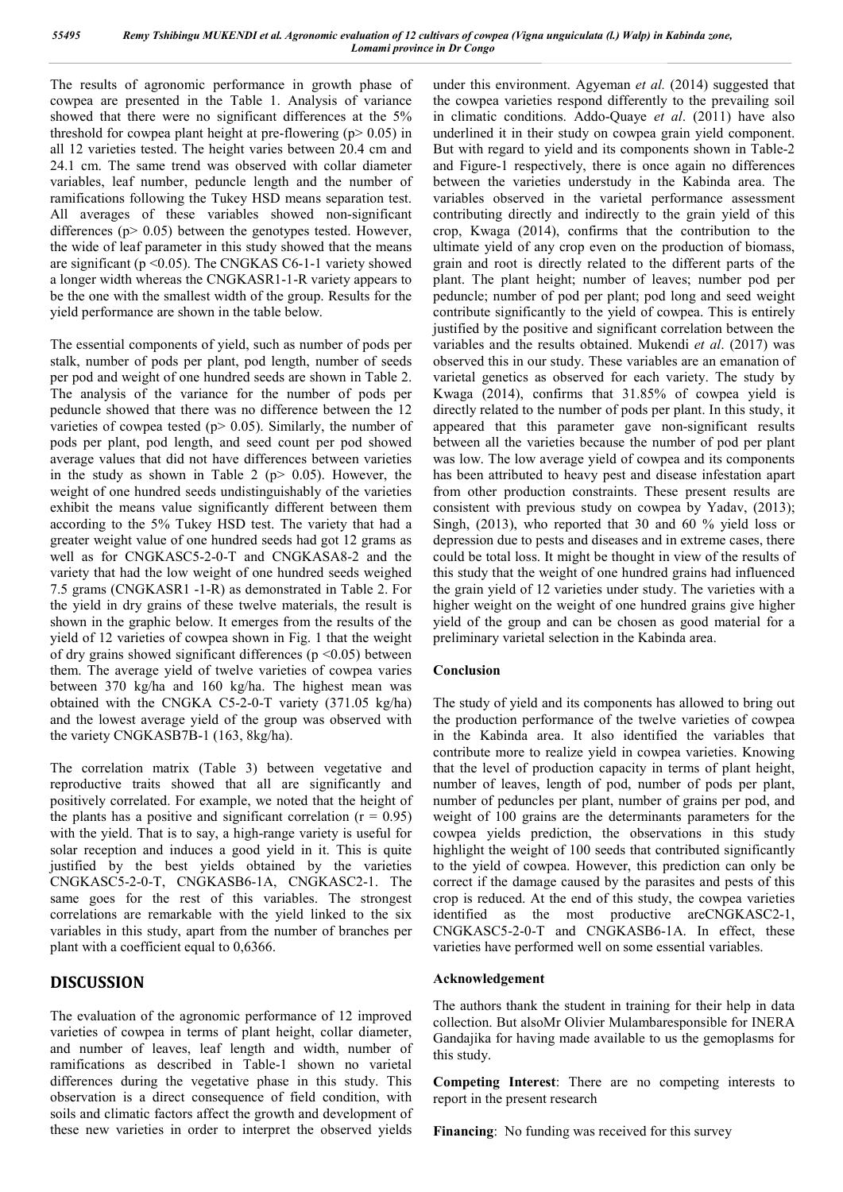The results of agronomic performance in growth phase of cowpea are presented in the Table 1. Analysis of variance showed that there were no significant differences at the 5% threshold for cowpea plant height at pre-flowering ($p > 0.05$) in all 12 varieties tested. The height varies between 20.4 cm and 24.1 cm. The same trend was observed with collar diameter variables, leaf number, peduncle length and the number of ramifications following the Tukey HSD means separation test. All averages of these variables showed non-significant differences ($p > 0.05$) between the genotypes tested. However, the wide of leaf parameter in this study showed that the means are significant ($p < 0.05$). The CNGKAS C6-1-1 variety showed a longer width whereas the CNGKASR1-1-R variety appears to be the one with the smallest width of the group. Results for the yield performance are shown in the table below.

The essential components of yield, such as number of pods per stalk, number of pods per plant, pod length, number of seeds per pod and weight of one hundred seeds are shown in Table 2. The analysis of the variance for the number of pods per peduncle showed that there was no difference between the 12 varieties of cowpea tested ($p > 0.05$). Similarly, the number of pods per plant, pod length, and seed count per pod showed average values that did not have differences between varieties in the study as shown in Table 2 ($p > 0.05$). However, the weight of one hundred seeds undistinguishably of the varieties exhibit the means value significantly different between them according to the 5% Tukey HSD test. The variety that had a greater weight value of one hundred seeds had got 12 grams as well as for CNGKASC5-2-0-T and CNGKASA8-2 and the variety that had the low weight of one hundred seeds weighed 7.5 grams (CNGKASR1 -1-R) as demonstrated in Table 2. For the yield in dry grains of these twelve materials, the result is shown in the graphic below. It emerges from the results of the yield of 12 varieties of cowpea shown in Fig. 1 that the weight of dry grains showed significant differences ($p < 0.05$) between them. The average yield of twelve varieties of cowpea varies between 370 kg/ha and 160 kg/ha. The highest mean was obtained with the CNGKA C5-2-0-T variety (371.05 kg/ha) and the lowest average yield of the group was observed with the variety CNGKASB7B-1 (163, 8kg/ha).

The correlation matrix (Table 3) between vegetative and reproductive traits showed that all are significantly and positively correlated. For example, we noted that the height of the plants has a positive and significant correlation ($r = 0.95$) with the yield. That is to say, a high-range variety is useful for solar reception and induces a good yield in it. This is quite justified by the best yields obtained by the varieties CNGKASC5-2-0-T, CNGKASB6-1A, CNGKASC2-1. The same goes for the rest of this variables. The strongest correlations are remarkable with the yield linked to the six variables in this study, apart from the number of branches per plant with a coefficient equal to 0,6366.

# DISCUSSION

The evaluation of the agronomic performance of 12 improved varieties of cowpea in terms of plant height, collar diameter, and number of leaves, leaf length and width, number of ramifications as described in Table-1 shown no varietal differences during the vegetative phase in this study. This observation is a direct consequence of field condition, with soils and climatic factors affect the growth and development of these new varieties in order to interpret the observed yields under this environment. Agyeman *et al.* (2014) suggested that the cowpea varieties respond differently to the prevailing soil in climatic conditions. Addo-Quaye *et al*. (2011) have also underlined it in their study on cowpea grain yield component. But with regard to yield and its components shown in Table-2 and Figure-1 respectively, there is once again no differences between the varieties understudy in the Kabinda area. The variables observed in the varietal performance assessment contributing directly and indirectly to the grain yield of this crop, Kwaga (2014), confirms that the contribution to the ultimate yield of any crop even on the production of biomass, grain and root is directly related to the different parts of the plant. The plant height; number of leaves; number pod per peduncle; number of pod per plant; pod long and seed weight contribute significantly to the yield of cowpea. This is entirely justified by the positive and significant correlation between the variables and the results obtained. Mukendi *et al*. (2017) was observed this in our study. These variables are an emanation of varietal genetics as observed for each variety. The study by Kwaga (2014), confirms that 31.85% of cowpea yield is directly related to the number of pods per plant. In this study, it appeared that this parameter gave non-significant results between all the varieties because the number of pod per plant was low. The low average yield of cowpea and its components has been attributed to heavy pest and disease infestation apart from other production constraints. These present results are consistent with previous study on cowpea by Yadav, (2013); Singh, (2013), who reported that 30 and 60 % yield loss or depression due to pests and diseases and in extreme cases, there could be total loss. It might be thought in view of the results of this study that the weight of one hundred grains had influenced the grain yield of 12 varieties under study. The varieties with a higher weight on the weight of one hundred grains give higher yield of the group and can be chosen as good material for a preliminary varietal selection in the Kabinda area.

## Conclusion

The study of yield and its components has allowed to bring out the production performance of the twelve varieties of cowpea in the Kabinda area. It also identified the variables that contribute more to realize yield in cowpea varieties. Knowing that the level of production capacity in terms of plant height, number of leaves, length of pod, number of pods per plant, number of peduncles per plant, number of grains per pod, and weight of 100 grains are the determinants parameters for the cowpea yields prediction, the observations in this study highlight the weight of 100 seeds that contributed significantly to the yield of cowpea. However, this prediction can only be correct if the damage caused by the parasites and pests of this crop is reduced. At the end of this study, the cowpea varieties identified as the most productive areCNGKASC2-1, CNGKASC5-2-0-T and CNGKASB6-1A. In effect, these varieties have performed well on some essential variables.

## Acknowledgement

The authors thank the student in training for their help in data collection. But alsoMr Olivier Mulambaresponsible for INERA Gandajika for having made available to us the gemoplasms for this study.

**Competing Interest**: There are no competing interests to report in the present research

**Financing**: No funding was received for this survey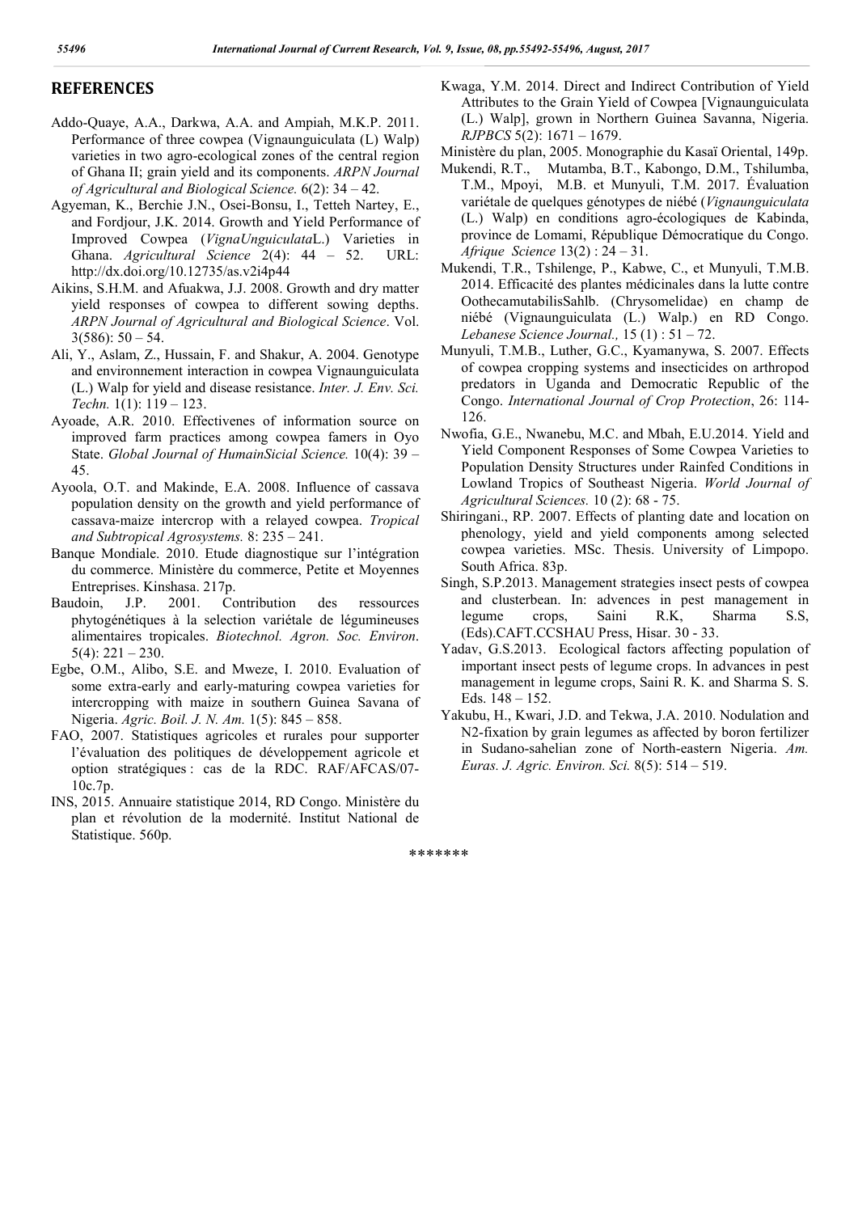## REFERENCES

Addo-Quaye, A.A., Darkwa, A.A. and Ampiah, M.K.P. 2011. Performance of three cowpea (Vignaunguiculata (L) Walp) varieties in two agro-ecological zones of the central region of Ghana II; grain yield and its components. *ARPN Journal of Agricultural and Biological Science.* 6(2): 34 – 42.

Agyeman, K., Berchie J.N., Osei-Bonsu, I., Tetteh Nartey, E., and Fordjour, J.K. 2014. Growth and Yield Performance of Improved Cowpea (*VignaUnguiculata*L.) Varieties in Ghana. *Agricultural Science* 2(4): 44 – 52. URL: http://dx.doi.org/10.12735/as.v2i4p44

Aikins, S.H.M. and Afuakwa, J.J. 2008. Growth and dry matter yield responses of cowpea to different sowing depths. *ARPN Journal of Agricultural and Biological Science*. Vol. 3(586): 50 – 54.

Ali, Y., Aslam, Z., Hussain, F. and Shakur, A. 2004. Genotype and environnement interaction in cowpea Vignaunguiculata (L.) Walp for yield and disease resistance. *Inter. J. Env. Sci. Techn.* 1(1): 119 – 123.

Ayoade, A.R. 2010. Effectivenes of information source on improved farm practices among cowpea famers in Oyo State. *Global Journal of HumainSicial Science.* 10(4): 39 – 45.

Ayoola, O.T. and Makinde, E.A. 2008. Influence of cassava population density on the growth and yield performance of cassava-maize intercrop with a relayed cowpea. *Tropical and Subtropical Agrosystems.* 8: 235 – 241.

Banque Mondiale. 2010. Etude diagnostique sur l'intégration du commerce. Ministère du commerce, Petite et Moyennes Entreprises. Kinshasa. 217p.

Baudoin, J.P. 2001. Contribution des ressources phytogénétiques à la selection variétale de légumineuses alimentaires tropicales. *Biotechnol. Agron. Soc. Environ*. 5(4): 221 – 230.

Egbe, O.M., Alibo, S.E. and Mweze, I. 2010. Evaluation of some extra-early and early-maturing cowpea varieties for intercropping with maize in southern Guinea Savana of Nigeria. *Agric. Boil. J. N. Am.* 1(5): 845 – 858.

FAO, 2007. Statistiques agricoles et rurales pour supporter l'évaluation des politiques de développement agricole et option stratégiques : cas de la RDC. RAF/AFCAS/07-10c.7p.

INS, 2015. Annuaire statistique 2014, RD Congo. Ministère du plan et révolution de la modernité. Institut National de Statistique. 560p.

Kwaga, Y.M. 2014. Direct and Indirect Contribution of Yield Attributes to the Grain Yield of Cowpea [Vignaunguiculata (L.) Walp], grown in Northern Guinea Savanna, Nigeria. *RJPBCS* 5(2): 1671 – 1679.

Ministère du plan, 2005. Monographie du Kasaï Oriental, 149p.

Mukendi, R.T., Mutamba, B.T., Kabongo, D.M., Tshilumba, T.M., Mpoyi, M.B. et Munyuli, T.M. 2017. Évaluation variétale de quelques génotypes de niébé (*Vignaunguiculata* (L.) Walp) en conditions agro-écologiques de Kabinda, province de Lomami, République Démocratique du Congo. *Afrique Science* 13(2) : 24 – 31.

Mukendi, T.R., Tshilenge, P., Kabwe, C., et Munyuli, T.M.B. 2014. Efficacité des plantes médicinales dans la lutte contre OothecamutabilisSahlb. (Chrysomelidae) en champ de niébé (Vignaunguiculata (L.) Walp.) en RD Congo. *Lebanese Science Journal.,* 15 (1) : 51 – 72.

Munyuli, T.M.B., Luther, G.C., Kyamanywa, S. 2007. Effects of cowpea cropping systems and insecticides on arthropod predators in Uganda and Democratic Republic of the Congo. *International Journal of Crop Protection*, 26: 114-126.

Nwofia, G.E., Nwanebu, M.C. and Mbah, E.U.2014. Yield and Yield Component Responses of Some Cowpea Varieties to Population Density Structures under Rainfed Conditions in Lowland Tropics of Southeast Nigeria. *World Journal of Agricultural Sciences.* 10 (2): 68 - 75.

Shiringani., RP. 2007. Effects of planting date and location on phenology, yield and yield components among selected cowpea varieties. MSc. Thesis. University of Limpopo. South Africa. 83p.

Singh, S.P.2013. Management strategies insect pests of cowpea and clusterbean. In: advences in pest management in legume crops, Saini R.K, Sharma S.S, (Eds).CAFT.CCSHAU Press, Hisar. 30 - 33.

Yadav, G.S.2013. Ecological factors affecting population of important insect pests of legume crops. In advances in pest management in legume crops, Saini R. K. and Sharma S. S. Eds. 148 – 152.

Yakubu, H., Kwari, J.D. and Tekwa, J.A. 2010. Nodulation and N2-fixation by grain legumes as affected by boron fertilizer in Sudano-sahelian zone of North-eastern Nigeria. *Am. Euras. J. Agric. Environ. Sci.* 8(5): 514 – 519.

*******